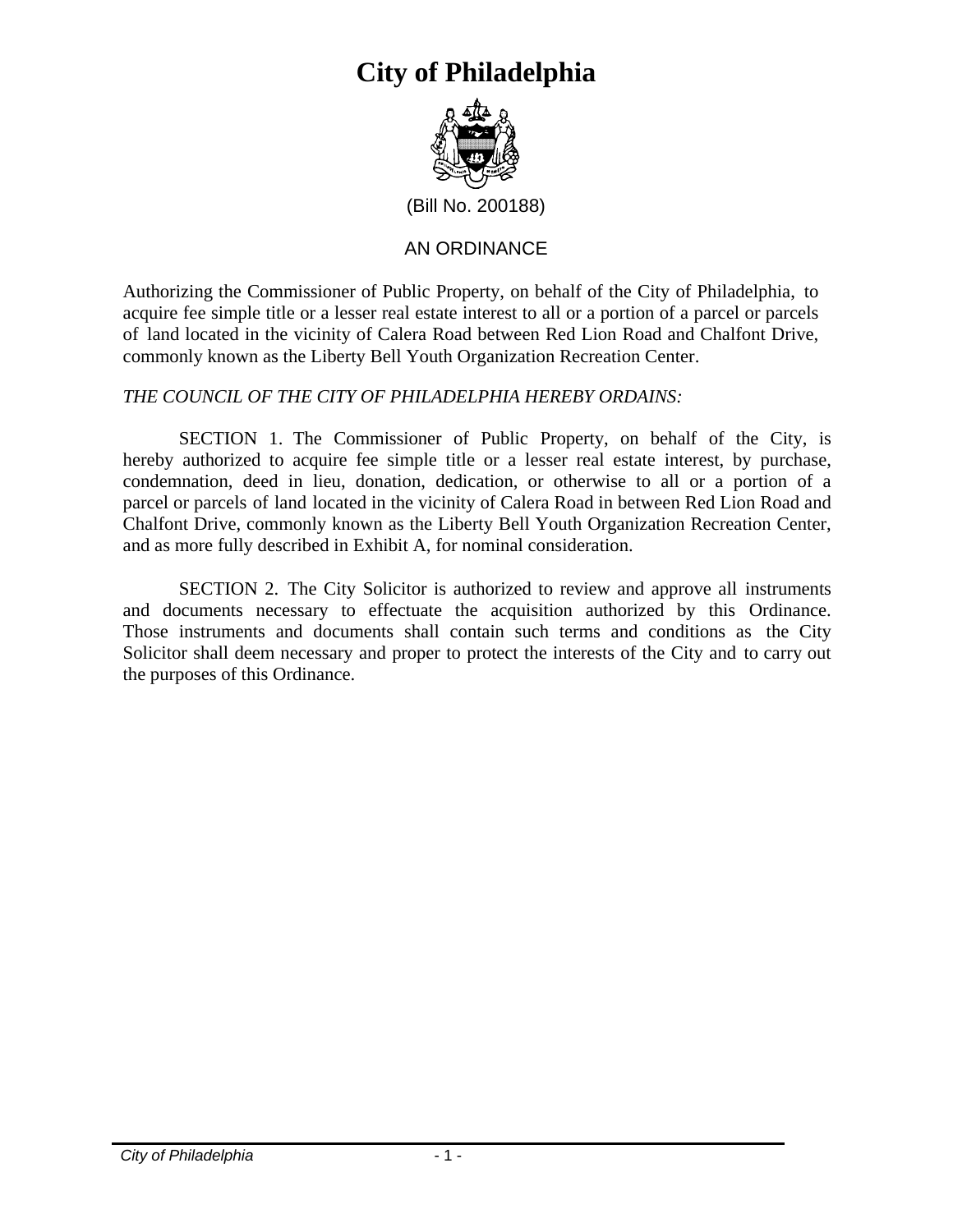# City of Philadelphia

(Bill No. 200188)

AN ORDINANCE

Authorizing the Commissioner of Public Property, on behalf of the City of Philadelphia, to acquire fee simple title or a lesser real estate interest to all or a portion of a parcel or parcels of land located in the vicinity of Calera Road between Red Lion Road and Chalfont Drive, commonly known as the Liberty Bell Youth Organization Recreation Center.

*THE COUNCIL OF THE CITY OF PHILADELPHIA HEREBY ORDAINS:*

SECTION 1. The Commissioner of Public Property, on behalf of the City, is hereby authorized to acquire fee simple title or a lesser real estate interest, by purchase, condemnation, deed in lieu, donation, dedication, or otherwise to all or a portion of a parcel or parcels of land located in the vicinity of Calera Road in between Red Lion Road and Chalfont Drive, commonly known as the Liberty Bell Youth Organization Recreation Center, and as more fully described in Exhibit A, for nominal consideration.

SECTION 2. The City Solicitor is authorized to review and approve all instruments and documents necessary to effectuate the acquisition authorized by this Ordinance. Those instruments and documents shall contain such terms and conditions as the City Solicitor shall deem necessary and proper to protect the interests of the City and to carry out the purposes of this Ordinance.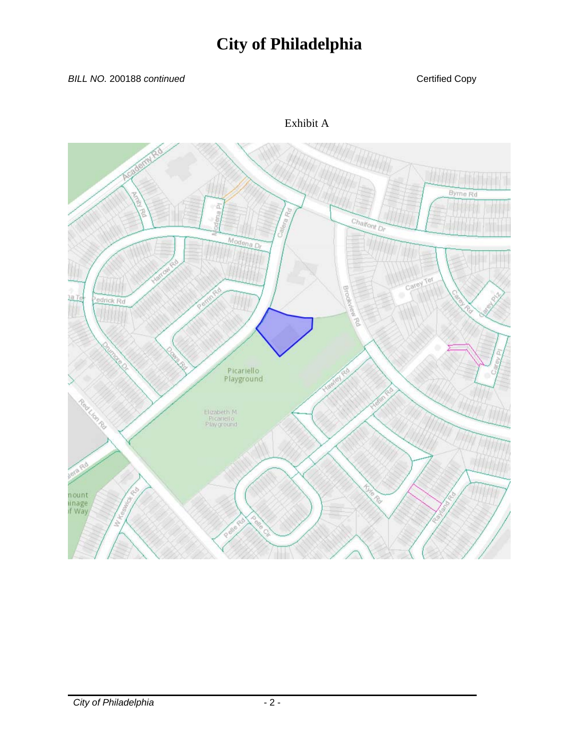*BILL NO.* 200188 *continued*

Certified Copy

Exhibit A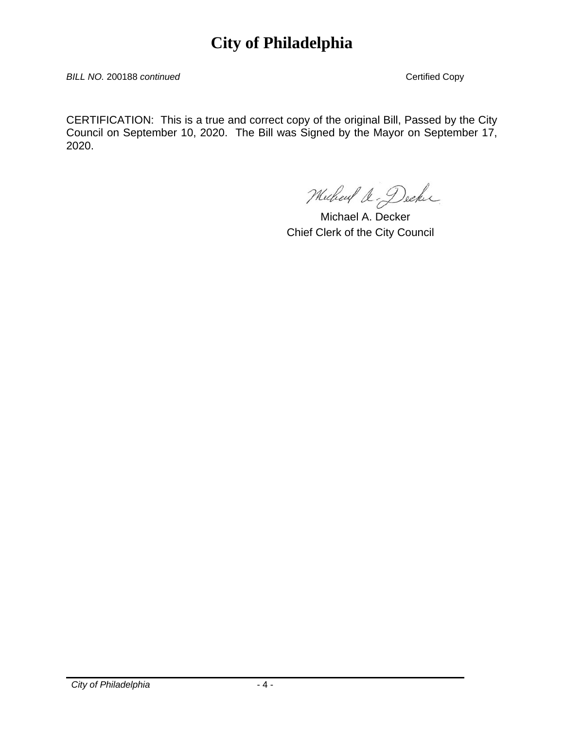*BILL NO.* 200188 *continued* Certified Copy

CERTIFICATION: This is a true and correct copy of the original Bill, Passed by the City Council on September 10, 2020. The Bill was Signed by the Mayor on September 17, 2020.

Michael A. Decker
Chief Clerk of the City Council